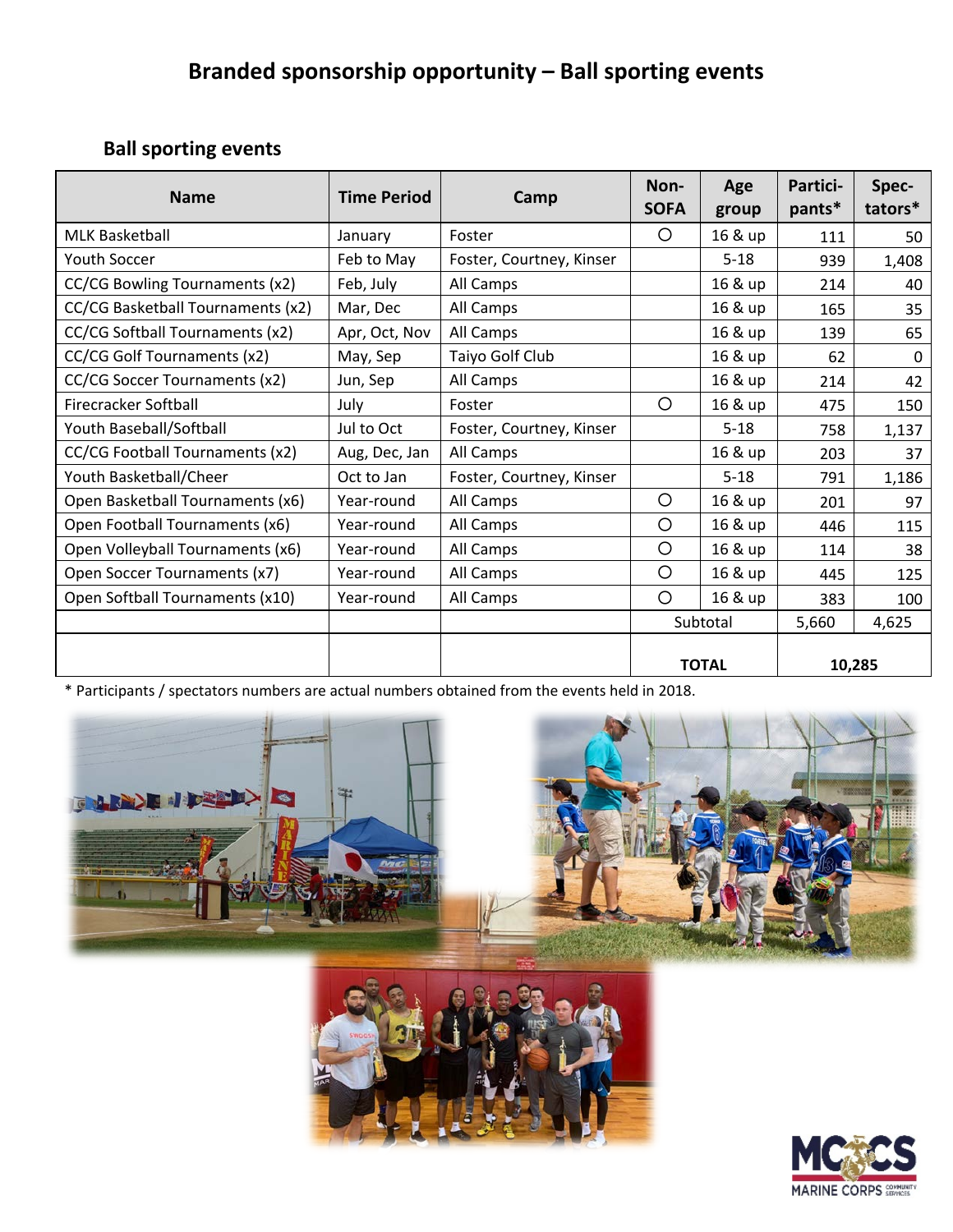# Branded sponsorship opportunity – Ball sporting events

## Ball sporting events

| Name | Time Period | Camp | Non-SOFA | Age group | Partici-pants* | Spec-tators* |
|---|---|---|---|---|---|---|
| MLK Basketball | January | Foster | ○ | 16 & up | 111 | 50 |
| Youth Soccer | Feb to May | Foster, Courtney, Kinser | | 5-18 | 939 | 1,408 |
| CC/CG Bowling Tournaments (x2) | Feb, July | All Camps | | 16 & up | 214 | 40 |
| CC/CG Basketball Tournaments (x2) | Mar, Dec | All Camps | | 16 & up | 165 | 35 |
| CC/CG Softball Tournaments (x2) | Apr, Oct, Nov | All Camps | | 16 & up | 139 | 65 |
| CC/CG Golf Tournaments (x2) | May, Sep | Taiyo Golf Club | | 16 & up | 62 | 0 |
| CC/CG Soccer Tournaments (x2) | Jun, Sep | All Camps | | 16 & up | 214 | 42 |
| Firecracker Softball | July | Foster | ○ | 16 & up | 475 | 150 |
| Youth Baseball/Softball | Jul to Oct | Foster, Courtney, Kinser | | 5-18 | 758 | 1,137 |
| CC/CG Football Tournaments (x2) | Aug, Dec, Jan | All Camps | | 16 & up | 203 | 37 |
| Youth Basketball/Cheer | Oct to Jan | Foster, Courtney, Kinser | | 5-18 | 791 | 1,186 |
| Open Basketball Tournaments (x6) | Year-round | All Camps | ○ | 16 & up | 201 | 97 |
| Open Football Tournaments (x6) | Year-round | All Camps | ○ | 16 & up | 446 | 115 |
| Open Volleyball Tournaments (x6) | Year-round | All Camps | ○ | 16 & up | 114 | 38 |
| Open Soccer Tournaments (x7) | Year-round | All Camps | ○ | 16 & up | 445 | 125 |
| Open Softball Tournaments (x10) | Year-round | All Camps | ○ | 16 & up | 383 | 100 |
| | | | Subtotal | | 5,660 | 4,625 |
| | | | **TOTAL** | | **10,285** | |

\* Participants / spectators numbers are actual numbers obtained from the events held in 2018.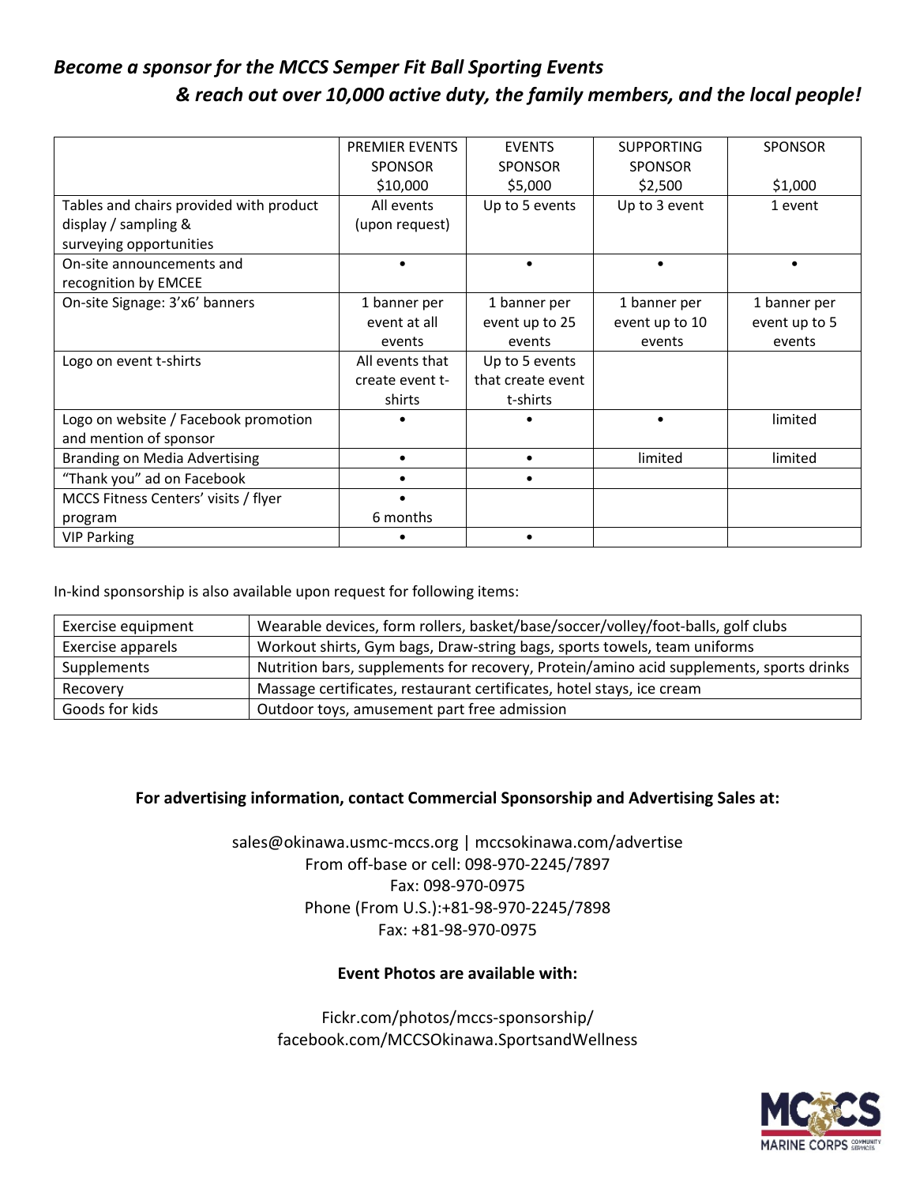*Become a sponsor for the MCCS Semper Fit Ball Sporting Events*
*& reach out over 10,000 active duty, the family members, and the local people!*

| | PREMIER EVENTS SPONSOR $10,000 | EVENTS SPONSOR $5,000 | SUPPORTING SPONSOR $2,500 | SPONSOR $1,000 |
|---|---|---|---|---|
| Tables and chairs provided with product display / sampling & surveying opportunities | All events (upon request) | Up to 5 events | Up to 3 event | 1 event |
| On-site announcements and recognition by EMCEE | • | • | • | • |
| On-site Signage: 3'x6' banners | 1 banner per event at all events | 1 banner per event up to 25 events | 1 banner per event up to 10 events | 1 banner per event up to 5 events |
| Logo on event t-shirts | All events that create event t-shirts | Up to 5 events that create event t-shirts | | |
| Logo on website / Facebook promotion and mention of sponsor | • | • | • | limited |
| Branding on Media Advertising | • | • | limited | limited |
| "Thank you" ad on Facebook | • | • | | |
| MCCS Fitness Centers' visits / flyer program | • 6 months | | | |
| VIP Parking | • | • | | |

In-kind sponsorship is also available upon request for following items:

| | |
|---|---|
| Exercise equipment | Wearable devices, form rollers, basket/base/soccer/volley/foot-balls, golf clubs |
| Exercise apparels | Workout shirts, Gym bags, Draw-string bags, sports towels, team uniforms |
| Supplements | Nutrition bars, supplements for recovery, Protein/amino acid supplements, sports drinks |
| Recovery | Massage certificates, restaurant certificates, hotel stays, ice cream |
| Goods for kids | Outdoor toys, amusement part free admission |

**For advertising information, contact Commercial Sponsorship and Advertising Sales at:**

sales@okinawa.usmc-mccs.org | mccsokinawa.com/advertise
From off-base or cell: 098-970-2245/7897
Fax: 098-970-0975
Phone (From U.S.):+81-98-970-2245/7898
Fax: +81-98-970-0975

**Event Photos are available with:**

Fickr.com/photos/mccs-sponsorship/
facebook.com/MCCSOkinawa.SportsandWellness

MCCS MARINE CORPS COMMUNITY SERVICES